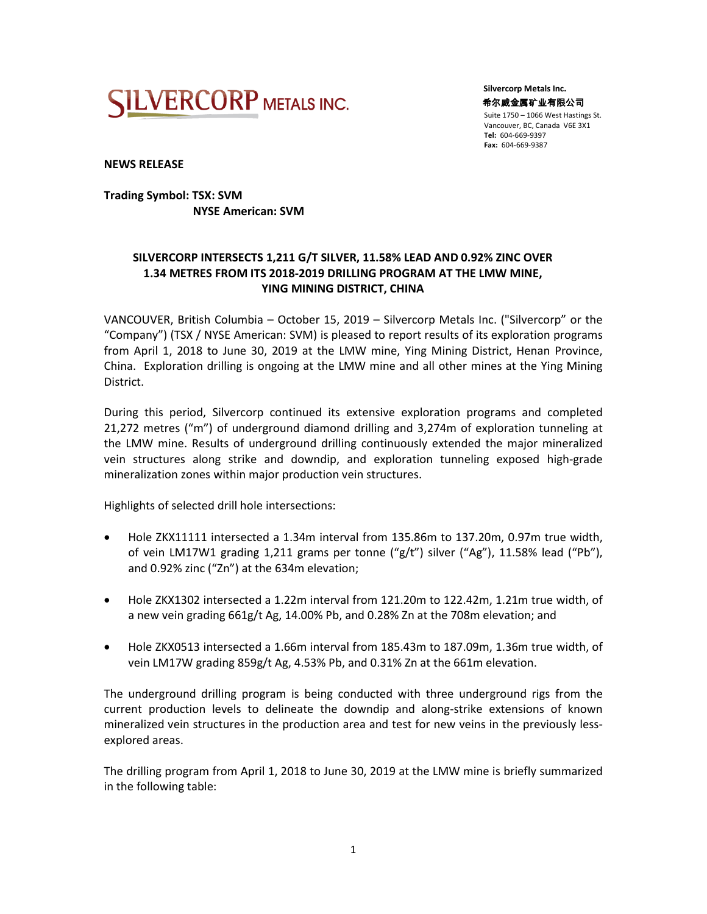**SILVERCORP METALS INC.**

**Silvercorp Metals Inc.**
**希尔威金属矿业有限公司**
Suite 1750 – 1066 West Hastings St.
Vancouver, BC, Canada V6E 3X1
**Tel:** 604-669-9397
**Fax:** 604-669-9387

**NEWS RELEASE**

**Trading Symbol: TSX: SVM**
**NYSE American: SVM**

# SILVERCORP INTERSECTS 1,211 G/T SILVER, 11.58% LEAD AND 0.92% ZINC OVER 1.34 METRES FROM ITS 2018-2019 DRILLING PROGRAM AT THE LMW MINE, YING MINING DISTRICT, CHINA

VANCOUVER, British Columbia – October 15, 2019 – Silvercorp Metals Inc. ("Silvercorp" or the "Company") (TSX / NYSE American: SVM) is pleased to report results of its exploration programs from April 1, 2018 to June 30, 2019 at the LMW mine, Ying Mining District, Henan Province, China. Exploration drilling is ongoing at the LMW mine and all other mines at the Ying Mining District.

During this period, Silvercorp continued its extensive exploration programs and completed 21,272 metres ("m") of underground diamond drilling and 3,274m of exploration tunneling at the LMW mine. Results of underground drilling continuously extended the major mineralized vein structures along strike and downdip, and exploration tunneling exposed high-grade mineralization zones within major production vein structures.

Highlights of selected drill hole intersections:

- Hole ZKX11111 intersected a 1.34m interval from 135.86m to 137.20m, 0.97m true width, of vein LM17W1 grading 1,211 grams per tonne ("g/t") silver ("Ag"), 11.58% lead ("Pb"), and 0.92% zinc ("Zn") at the 634m elevation;
- Hole ZKX1302 intersected a 1.22m interval from 121.20m to 122.42m, 1.21m true width, of a new vein grading 661g/t Ag, 14.00% Pb, and 0.28% Zn at the 708m elevation; and
- Hole ZKX0513 intersected a 1.66m interval from 185.43m to 187.09m, 1.36m true width, of vein LM17W grading 859g/t Ag, 4.53% Pb, and 0.31% Zn at the 661m elevation.

The underground drilling program is being conducted with three underground rigs from the current production levels to delineate the downdip and along-strike extensions of known mineralized vein structures in the production area and test for new veins in the previously less-explored areas.

The drilling program from April 1, 2018 to June 30, 2019 at the LMW mine is briefly summarized in the following table: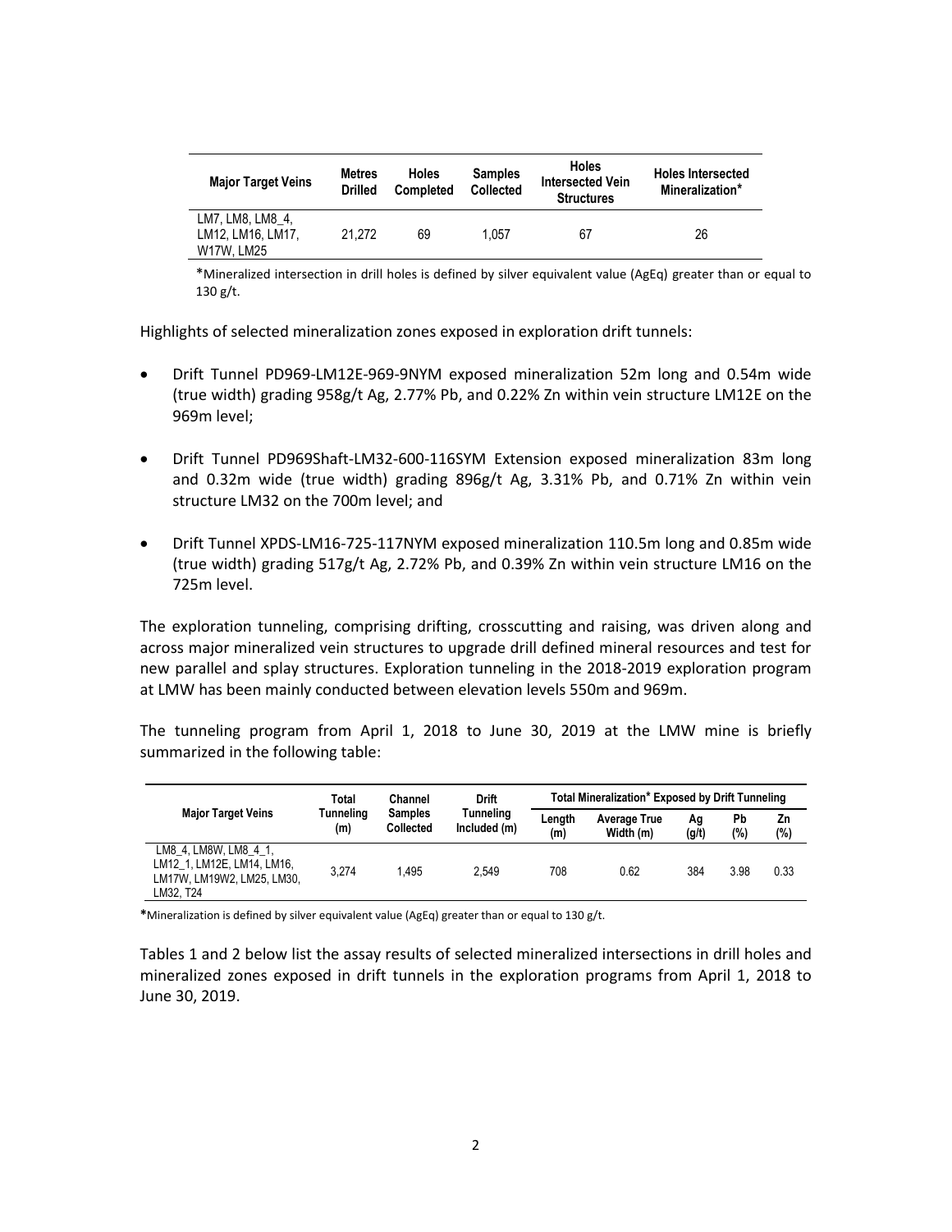| Major Target Veins | Metres Drilled | Holes Completed | Samples Collected | Holes Intersected Vein Structures | Holes Intersected Mineralization* |
|---|---|---|---|---|---|
| LM7, LM8, LM8_4, LM12, LM16, LM17, W17W, LM25 | 21,272 | 69 | 1,057 | 67 | 26 |

*Mineralized intersection in drill holes is defined by silver equivalent value (AgEq) greater than or equal to 130 g/t.

Highlights of selected mineralization zones exposed in exploration drift tunnels:

- Drift Tunnel PD969-LM12E-969-9NYM exposed mineralization 52m long and 0.54m wide (true width) grading 958g/t Ag, 2.77% Pb, and 0.22% Zn within vein structure LM12E on the 969m level;
- Drift Tunnel PD969Shaft-LM32-600-116SYM Extension exposed mineralization 83m long and 0.32m wide (true width) grading 896g/t Ag, 3.31% Pb, and 0.71% Zn within vein structure LM32 on the 700m level; and
- Drift Tunnel XPDS-LM16-725-117NYM exposed mineralization 110.5m long and 0.85m wide (true width) grading 517g/t Ag, 2.72% Pb, and 0.39% Zn within vein structure LM16 on the 725m level.

The exploration tunneling, comprising drifting, crosscutting and raising, was driven along and across major mineralized vein structures to upgrade drill defined mineral resources and test for new parallel and splay structures. Exploration tunneling in the 2018-2019 exploration program at LMW has been mainly conducted between elevation levels 550m and 969m.

The tunneling program from April 1, 2018 to June 30, 2019 at the LMW mine is briefly summarized in the following table:

| Major Target Veins | Total Tunneling (m) | Channel Samples Collected | Drift Tunneling Included (m) | Total Mineralization* Exposed by Drift Tunneling | | | | |
|---|---|---|---|---|---|---|---|---|
| | | | | Length (m) | Average True Width (m) | Ag (g/t) | Pb (%) | Zn (%) |
| LM8_4, LM8W, LM8_4_1, LM12_1, LM12E, LM14, LM16, LM17W, LM19W2, LM25, LM30, LM32, T24 | 3,274 | 1,495 | 2,549 | 708 | 0.62 | 384 | 3.98 | 0.33 |

*Mineralization is defined by silver equivalent value (AgEq) greater than or equal to 130 g/t.

Tables 1 and 2 below list the assay results of selected mineralized intersections in drill holes and mineralized zones exposed in drift tunnels in the exploration programs from April 1, 2018 to June 30, 2019.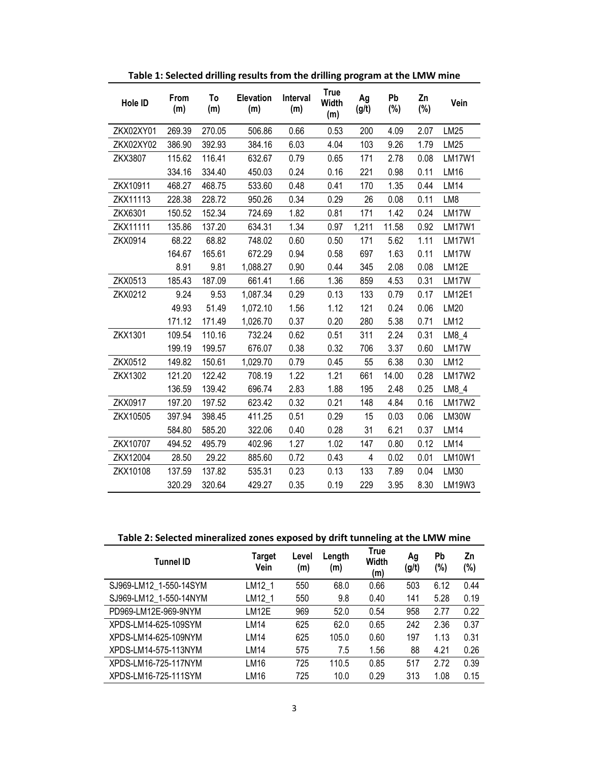**Table 1: Selected drilling results from the drilling program at the LMW mine**

| Hole ID | From (m) | To (m) | Elevation (m) | Interval (m) | True Width (m) | Ag (g/t) | Pb (%) | Zn (%) | Vein |
|---|---|---|---|---|---|---|---|---|---|
| ZKX02XY01 | 269.39 | 270.05 | 506.86 | 0.66 | 0.53 | 200 | 4.09 | 2.07 | LM25 |
| ZKX02XY02 | 386.90 | 392.93 | 384.16 | 6.03 | 4.04 | 103 | 9.26 | 1.79 | LM25 |
| ZKX3807 | 115.62 | 116.41 | 632.67 | 0.79 | 0.65 | 171 | 2.78 | 0.08 | LM17W1 |
| | 334.16 | 334.40 | 450.03 | 0.24 | 0.16 | 221 | 0.98 | 0.11 | LM16 |
| ZKX10911 | 468.27 | 468.75 | 533.60 | 0.48 | 0.41 | 170 | 1.35 | 0.44 | LM14 |
| ZKX11113 | 228.38 | 228.72 | 950.26 | 0.34 | 0.29 | 26 | 0.08 | 0.11 | LM8 |
| ZKX6301 | 150.52 | 152.34 | 724.69 | 1.82 | 0.81 | 171 | 1.42 | 0.24 | LM17W |
| ZKX11111 | 135.86 | 137.20 | 634.31 | 1.34 | 0.97 | 1,211 | 11.58 | 0.92 | LM17W1 |
| ZKX0914 | 68.22 | 68.82 | 748.02 | 0.60 | 0.50 | 171 | 5.62 | 1.11 | LM17W1 |
| | 164.67 | 165.61 | 672.29 | 0.94 | 0.58 | 697 | 1.63 | 0.11 | LM17W |
| | 8.91 | 9.81 | 1,088.27 | 0.90 | 0.44 | 345 | 2.08 | 0.08 | LM12E |
| ZKX0513 | 185.43 | 187.09 | 661.41 | 1.66 | 1.36 | 859 | 4.53 | 0.31 | LM17W |
| ZKX0212 | 9.24 | 9.53 | 1,087.34 | 0.29 | 0.13 | 133 | 0.79 | 0.17 | LM12E1 |
| | 49.93 | 51.49 | 1,072.10 | 1.56 | 1.12 | 121 | 0.24 | 0.06 | LM20 |
| | 171.12 | 171.49 | 1,026.70 | 0.37 | 0.20 | 280 | 5.38 | 0.71 | LM12 |
| ZKX1301 | 109.54 | 110.16 | 732.24 | 0.62 | 0.51 | 311 | 2.24 | 0.31 | LM8_4 |
| | 199.19 | 199.57 | 676.07 | 0.38 | 0.32 | 706 | 3.37 | 0.60 | LM17W |
| ZKX0512 | 149.82 | 150.61 | 1,029.70 | 0.79 | 0.45 | 55 | 6.38 | 0.30 | LM12 |
| ZKX1302 | 121.20 | 122.42 | 708.19 | 1.22 | 1.21 | 661 | 14.00 | 0.28 | LM17W2 |
| | 136.59 | 139.42 | 696.74 | 2.83 | 1.88 | 195 | 2.48 | 0.25 | LM8_4 |
| ZKX0917 | 197.20 | 197.52 | 623.42 | 0.32 | 0.21 | 148 | 4.84 | 0.16 | LM17W2 |
| ZKX10505 | 397.94 | 398.45 | 411.25 | 0.51 | 0.29 | 15 | 0.03 | 0.06 | LM30W |
| | 584.80 | 585.20 | 322.06 | 0.40 | 0.28 | 31 | 6.21 | 0.37 | LM14 |
| ZKX10707 | 494.52 | 495.79 | 402.96 | 1.27 | 1.02 | 147 | 0.80 | 0.12 | LM14 |
| ZKX12004 | 28.50 | 29.22 | 885.60 | 0.72 | 0.43 | 4 | 0.02 | 0.01 | LM10W1 |
| ZKX10108 | 137.59 | 137.82 | 535.31 | 0.23 | 0.13 | 133 | 7.89 | 0.04 | LM30 |
| | 320.29 | 320.64 | 429.27 | 0.35 | 0.19 | 229 | 3.95 | 8.30 | LM19W3 |

**Table 2: Selected mineralized zones exposed by drift tunneling at the LMW mine**

| Tunnel ID | Target Vein | Level (m) | Length (m) | True Width (m) | Ag (g/t) | Pb (%) | Zn (%) |
|---|---|---|---|---|---|---|---|
| SJ969-LM12_1-550-14SYM | LM12_1 | 550 | 68.0 | 0.66 | 503 | 6.12 | 0.44 |
| SJ969-LM12_1-550-14NYM | LM12_1 | 550 | 9.8 | 0.40 | 141 | 5.28 | 0.19 |
| PD969-LM12E-969-9NYM | LM12E | 969 | 52.0 | 0.54 | 958 | 2.77 | 0.22 |
| XPDS-LM14-625-109SYM | LM14 | 625 | 62.0 | 0.65 | 242 | 2.36 | 0.37 |
| XPDS-LM14-625-109NYM | LM14 | 625 | 105.0 | 0.60 | 197 | 1.13 | 0.31 |
| XPDS-LM14-575-113NYM | LM14 | 575 | 7.5 | 1.56 | 88 | 4.21 | 0.26 |
| XPDS-LM16-725-117NYM | LM16 | 725 | 110.5 | 0.85 | 517 | 2.72 | 0.39 |
| XPDS-LM16-725-111SYM | LM16 | 725 | 10.0 | 0.29 | 313 | 1.08 | 0.15 |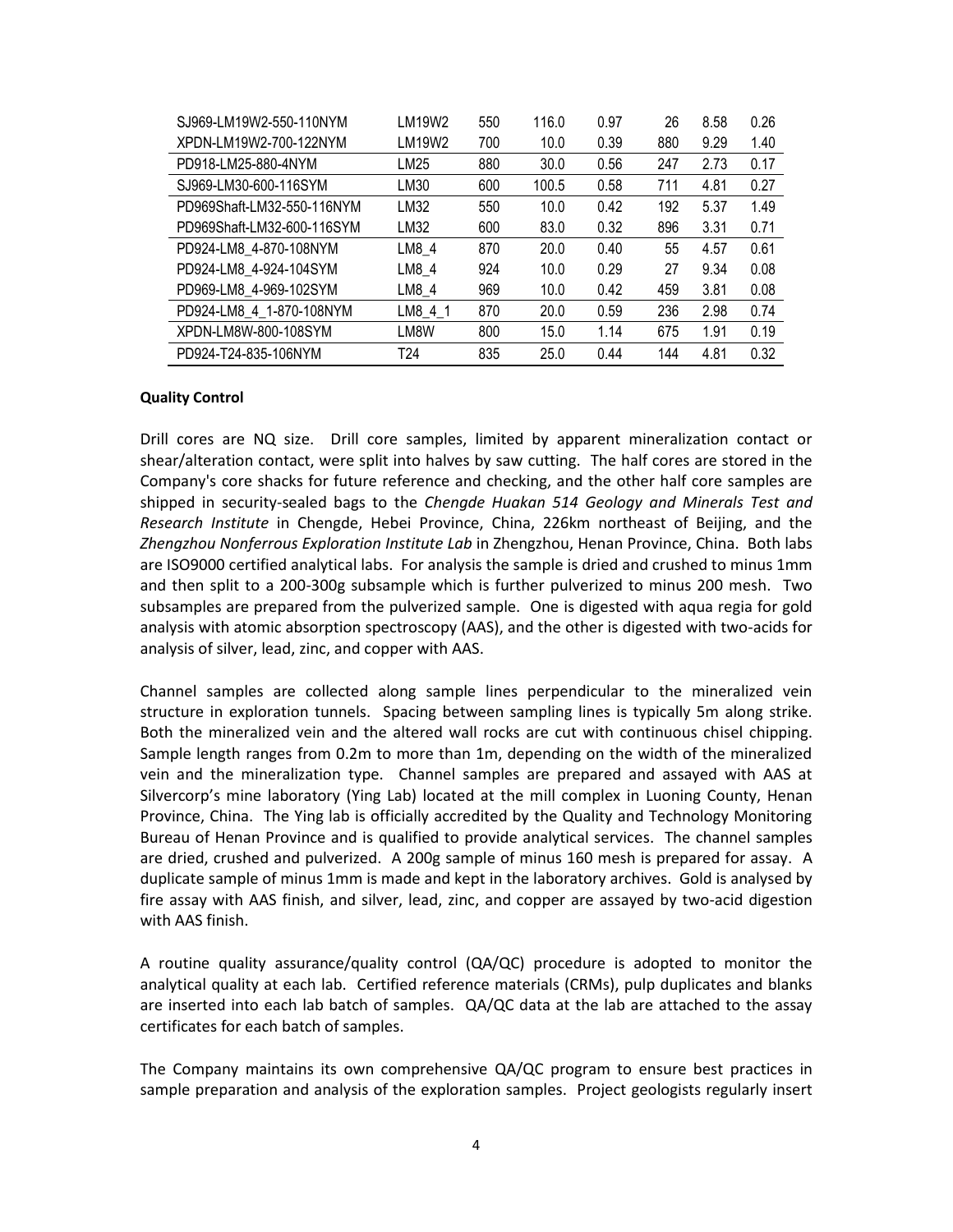| | | | | | | | |
|---|---|---|---|---|---|---|---|
| SJ969-LM19W2-550-110NYM | LM19W2 | 550 | 116.0 | 0.97 | 26 | 8.58 | 0.26 |
| XPDN-LM19W2-700-122NYM | LM19W2 | 700 | 10.0 | 0.39 | 880 | 9.29 | 1.40 |
| PD918-LM25-880-4NYM | LM25 | 880 | 30.0 | 0.56 | 247 | 2.73 | 0.17 |
| SJ969-LM30-600-116SYM | LM30 | 600 | 100.5 | 0.58 | 711 | 4.81 | 0.27 |
| PD969Shaft-LM32-550-116NYM | LM32 | 550 | 10.0 | 0.42 | 192 | 5.37 | 1.49 |
| PD969Shaft-LM32-600-116SYM | LM32 | 600 | 83.0 | 0.32 | 896 | 3.31 | 0.71 |
| PD924-LM8_4-870-108NYM | LM8_4 | 870 | 20.0 | 0.40 | 55 | 4.57 | 0.61 |
| PD924-LM8_4-924-104SYM | LM8_4 | 924 | 10.0 | 0.29 | 27 | 9.34 | 0.08 |
| PD969-LM8_4-969-102SYM | LM8_4 | 969 | 10.0 | 0.42 | 459 | 3.81 | 0.08 |
| PD924-LM8_4_1-870-108NYM | LM8_4_1 | 870 | 20.0 | 0.59 | 236 | 2.98 | 0.74 |
| XPDN-LM8W-800-108SYM | LM8W | 800 | 15.0 | 1.14 | 675 | 1.91 | 0.19 |
| PD924-T24-835-106NYM | T24 | 835 | 25.0 | 0.44 | 144 | 4.81 | 0.32 |

**Quality Control**

Drill cores are NQ size. Drill core samples, limited by apparent mineralization contact or shear/alteration contact, were split into halves by saw cutting. The half cores are stored in the Company's core shacks for future reference and checking, and the other half core samples are shipped in security-sealed bags to the *Chengde Huakan 514 Geology and Minerals Test and Research Institute* in Chengde, Hebei Province, China, 226km northeast of Beijing, and the *Zhengzhou Nonferrous Exploration Institute Lab* in Zhengzhou, Henan Province, China. Both labs are ISO9000 certified analytical labs. For analysis the sample is dried and crushed to minus 1mm and then split to a 200-300g subsample which is further pulverized to minus 200 mesh. Two subsamples are prepared from the pulverized sample. One is digested with aqua regia for gold analysis with atomic absorption spectroscopy (AAS), and the other is digested with two-acids for analysis of silver, lead, zinc, and copper with AAS.

Channel samples are collected along sample lines perpendicular to the mineralized vein structure in exploration tunnels. Spacing between sampling lines is typically 5m along strike. Both the mineralized vein and the altered wall rocks are cut with continuous chisel chipping. Sample length ranges from 0.2m to more than 1m, depending on the width of the mineralized vein and the mineralization type. Channel samples are prepared and assayed with AAS at Silvercorp's mine laboratory (Ying Lab) located at the mill complex in Luoning County, Henan Province, China. The Ying lab is officially accredited by the Quality and Technology Monitoring Bureau of Henan Province and is qualified to provide analytical services. The channel samples are dried, crushed and pulverized. A 200g sample of minus 160 mesh is prepared for assay. A duplicate sample of minus 1mm is made and kept in the laboratory archives. Gold is analysed by fire assay with AAS finish, and silver, lead, zinc, and copper are assayed by two-acid digestion with AAS finish.

A routine quality assurance/quality control (QA/QC) procedure is adopted to monitor the analytical quality at each lab. Certified reference materials (CRMs), pulp duplicates and blanks are inserted into each lab batch of samples. QA/QC data at the lab are attached to the assay certificates for each batch of samples.

The Company maintains its own comprehensive QA/QC program to ensure best practices in sample preparation and analysis of the exploration samples. Project geologists regularly insert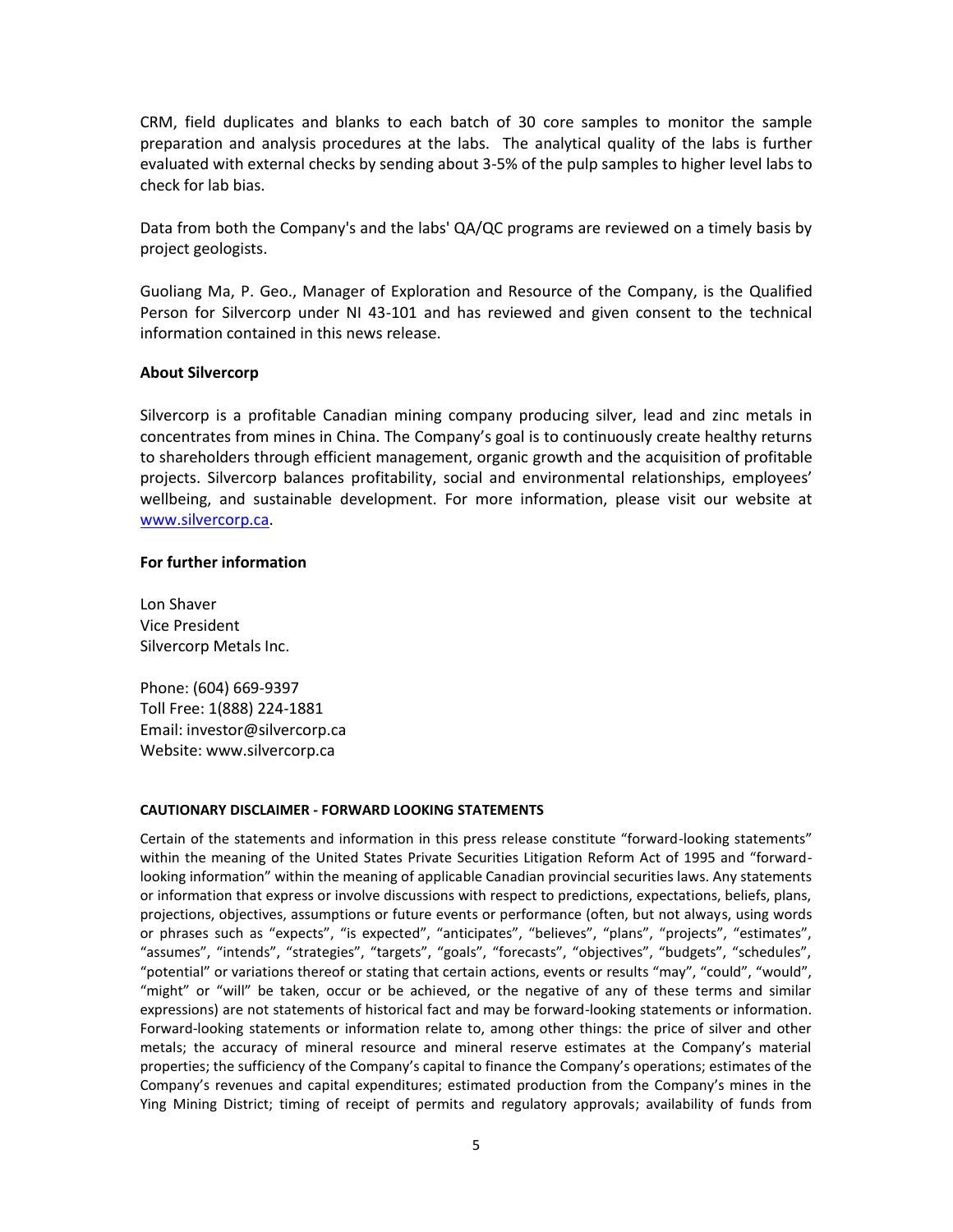CRM, field duplicates and blanks to each batch of 30 core samples to monitor the sample preparation and analysis procedures at the labs. The analytical quality of the labs is further evaluated with external checks by sending about 3-5% of the pulp samples to higher level labs to check for lab bias.

Data from both the Company's and the labs' QA/QC programs are reviewed on a timely basis by project geologists.

Guoliang Ma, P. Geo., Manager of Exploration and Resource of the Company, is the Qualified Person for Silvercorp under NI 43-101 and has reviewed and given consent to the technical information contained in this news release.

**About Silvercorp**

Silvercorp is a profitable Canadian mining company producing silver, lead and zinc metals in concentrates from mines in China. The Company's goal is to continuously create healthy returns to shareholders through efficient management, organic growth and the acquisition of profitable projects. Silvercorp balances profitability, social and environmental relationships, employees' wellbeing, and sustainable development. For more information, please visit our website at www.silvercorp.ca.

**For further information**

Lon Shaver
Vice President
Silvercorp Metals Inc.

Phone: (604) 669-9397
Toll Free: 1(888) 224-1881
Email: investor@silvercorp.ca
Website: www.silvercorp.ca

**CAUTIONARY DISCLAIMER - FORWARD LOOKING STATEMENTS**

Certain of the statements and information in this press release constitute "forward-looking statements" within the meaning of the United States Private Securities Litigation Reform Act of 1995 and "forward-looking information" within the meaning of applicable Canadian provincial securities laws. Any statements or information that express or involve discussions with respect to predictions, expectations, beliefs, plans, projections, objectives, assumptions or future events or performance (often, but not always, using words or phrases such as "expects", "is expected", "anticipates", "believes", "plans", "projects", "estimates", "assumes", "intends", "strategies", "targets", "goals", "forecasts", "objectives", "budgets", "schedules", "potential" or variations thereof or stating that certain actions, events or results "may", "could", "would", "might" or "will" be taken, occur or be achieved, or the negative of any of these terms and similar expressions) are not statements of historical fact and may be forward-looking statements or information. Forward-looking statements or information relate to, among other things: the price of silver and other metals; the accuracy of mineral resource and mineral reserve estimates at the Company's material properties; the sufficiency of the Company's capital to finance the Company's operations; estimates of the Company's revenues and capital expenditures; estimated production from the Company's mines in the Ying Mining District; timing of receipt of permits and regulatory approvals; availability of funds from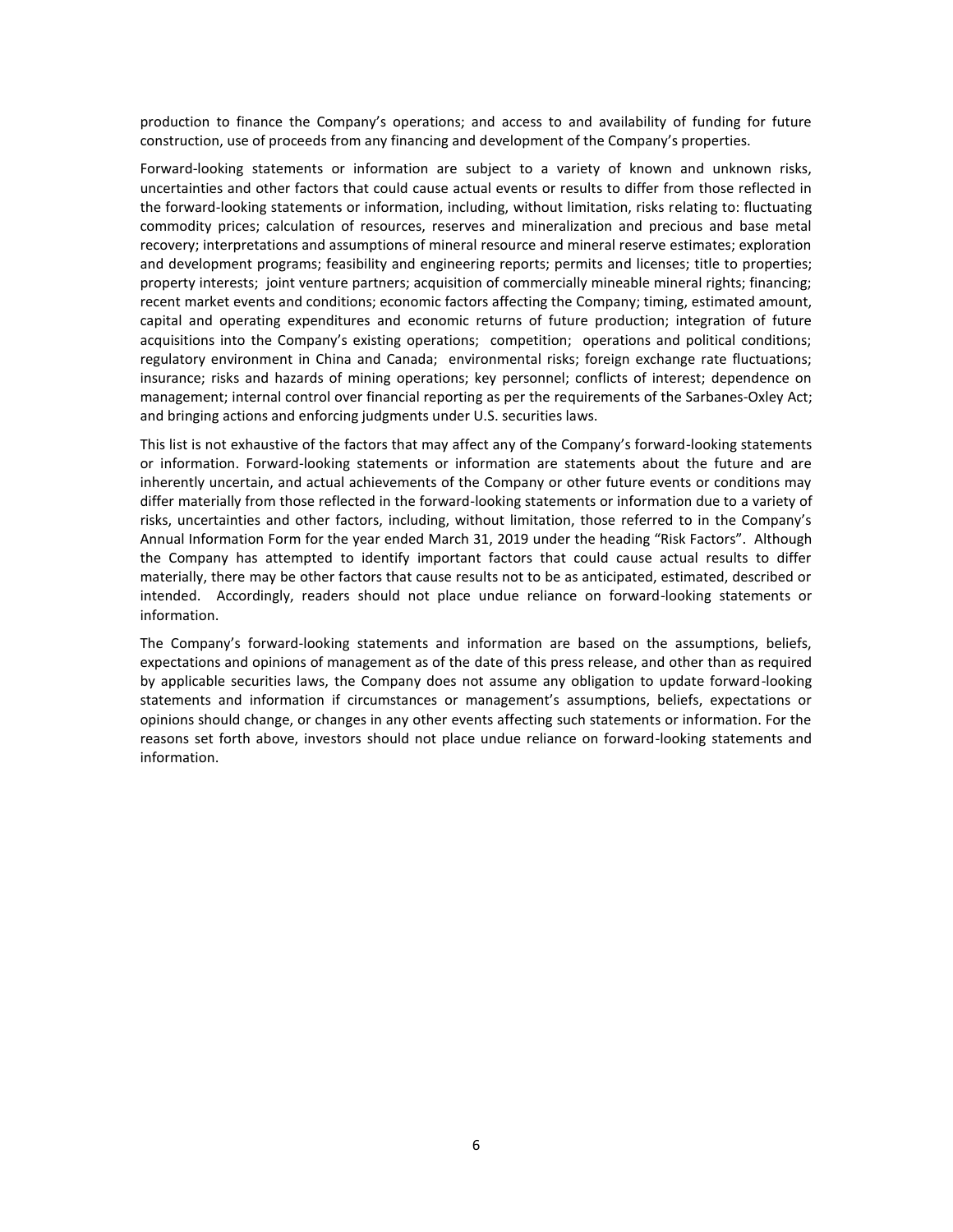production to finance the Company's operations; and access to and availability of funding for future construction, use of proceeds from any financing and development of the Company's properties.

Forward-looking statements or information are subject to a variety of known and unknown risks, uncertainties and other factors that could cause actual events or results to differ from those reflected in the forward-looking statements or information, including, without limitation, risks relating to: fluctuating commodity prices; calculation of resources, reserves and mineralization and precious and base metal recovery; interpretations and assumptions of mineral resource and mineral reserve estimates; exploration and development programs; feasibility and engineering reports; permits and licenses; title to properties; property interests; joint venture partners; acquisition of commercially mineable mineral rights; financing; recent market events and conditions; economic factors affecting the Company; timing, estimated amount, capital and operating expenditures and economic returns of future production; integration of future acquisitions into the Company's existing operations; competition; operations and political conditions; regulatory environment in China and Canada; environmental risks; foreign exchange rate fluctuations; insurance; risks and hazards of mining operations; key personnel; conflicts of interest; dependence on management; internal control over financial reporting as per the requirements of the Sarbanes-Oxley Act; and bringing actions and enforcing judgments under U.S. securities laws.

This list is not exhaustive of the factors that may affect any of the Company's forward-looking statements or information. Forward-looking statements or information are statements about the future and are inherently uncertain, and actual achievements of the Company or other future events or conditions may differ materially from those reflected in the forward-looking statements or information due to a variety of risks, uncertainties and other factors, including, without limitation, those referred to in the Company's Annual Information Form for the year ended March 31, 2019 under the heading "Risk Factors". Although the Company has attempted to identify important factors that could cause actual results to differ materially, there may be other factors that cause results not to be as anticipated, estimated, described or intended. Accordingly, readers should not place undue reliance on forward-looking statements or information.

The Company's forward-looking statements and information are based on the assumptions, beliefs, expectations and opinions of management as of the date of this press release, and other than as required by applicable securities laws, the Company does not assume any obligation to update forward-looking statements and information if circumstances or management's assumptions, beliefs, expectations or opinions should change, or changes in any other events affecting such statements or information. For the reasons set forth above, investors should not place undue reliance on forward-looking statements and information.